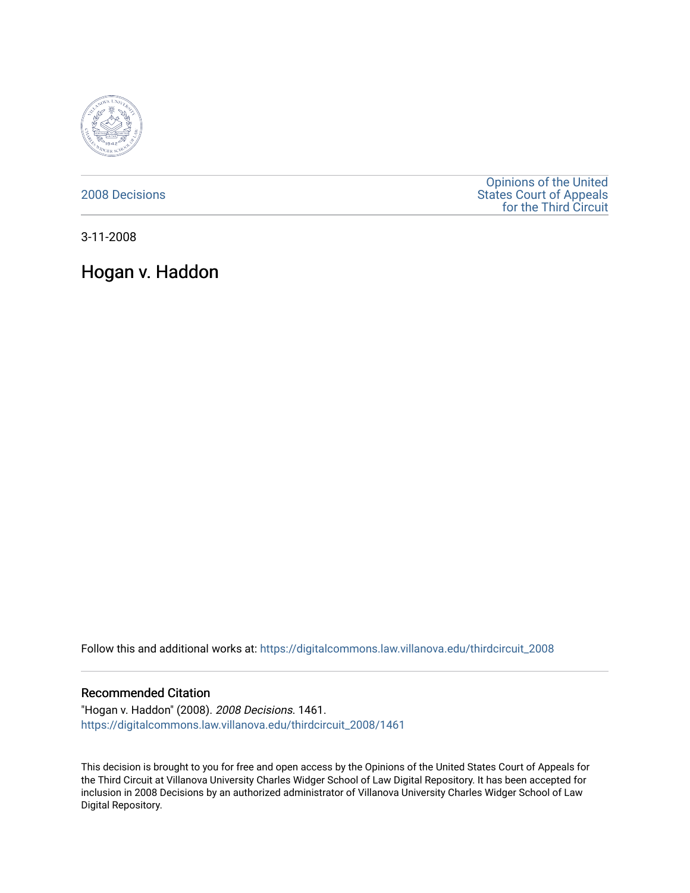2008 Decisions

Opinions of the United States Court of Appeals for the Third Circuit

3-11-2008

# Hogan v. Haddon

Follow this and additional works at: https://digitalcommons.law.villanova.edu/thirdcircuit_2008

## Recommended Citation

"Hogan v. Haddon" (2008). *2008 Decisions*. 1461.
https://digitalcommons.law.villanova.edu/thirdcircuit_2008/1461

This decision is brought to you for free and open access by the Opinions of the United States Court of Appeals for the Third Circuit at Villanova University Charles Widger School of Law Digital Repository. It has been accepted for inclusion in 2008 Decisions by an authorized administrator of Villanova University Charles Widger School of Law Digital Repository.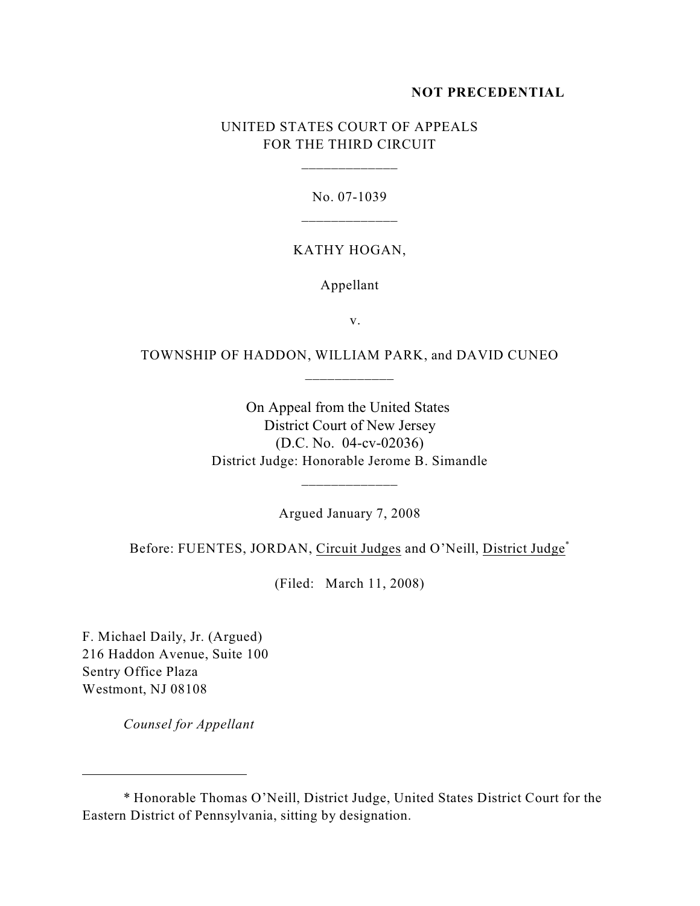**NOT PRECEDENTIAL**

UNITED STATES COURT OF APPEALS
FOR THE THIRD CIRCUIT

\_\_\_\_\_\_\_\_\_\_\_\_\_

No. 07-1039

\_\_\_\_\_\_\_\_\_\_\_\_\_

KATHY HOGAN,

Appellant

v.

TOWNSHIP OF HADDON, WILLIAM PARK, and DAVID CUNEO

\_\_\_\_\_\_\_\_\_\_\_\_

On Appeal from the United States
District Court of New Jersey
(D.C. No. 04-cv-02036)
District Judge: Honorable Jerome B. Simandle

\_\_\_\_\_\_\_\_\_\_\_\_\_

Argued January 7, 2008

Before: FUENTES, JORDAN, Circuit Judges and O'Neill, District Judge*

(Filed: March 11, 2008)

F. Michael Daily, Jr. (Argued)
216 Haddon Avenue, Suite 100
Sentry Office Plaza
Westmont, NJ 08108

*Counsel for Appellant*

---

\* Honorable Thomas O'Neill, District Judge, United States District Court for the Eastern District of Pennsylvania, sitting by designation.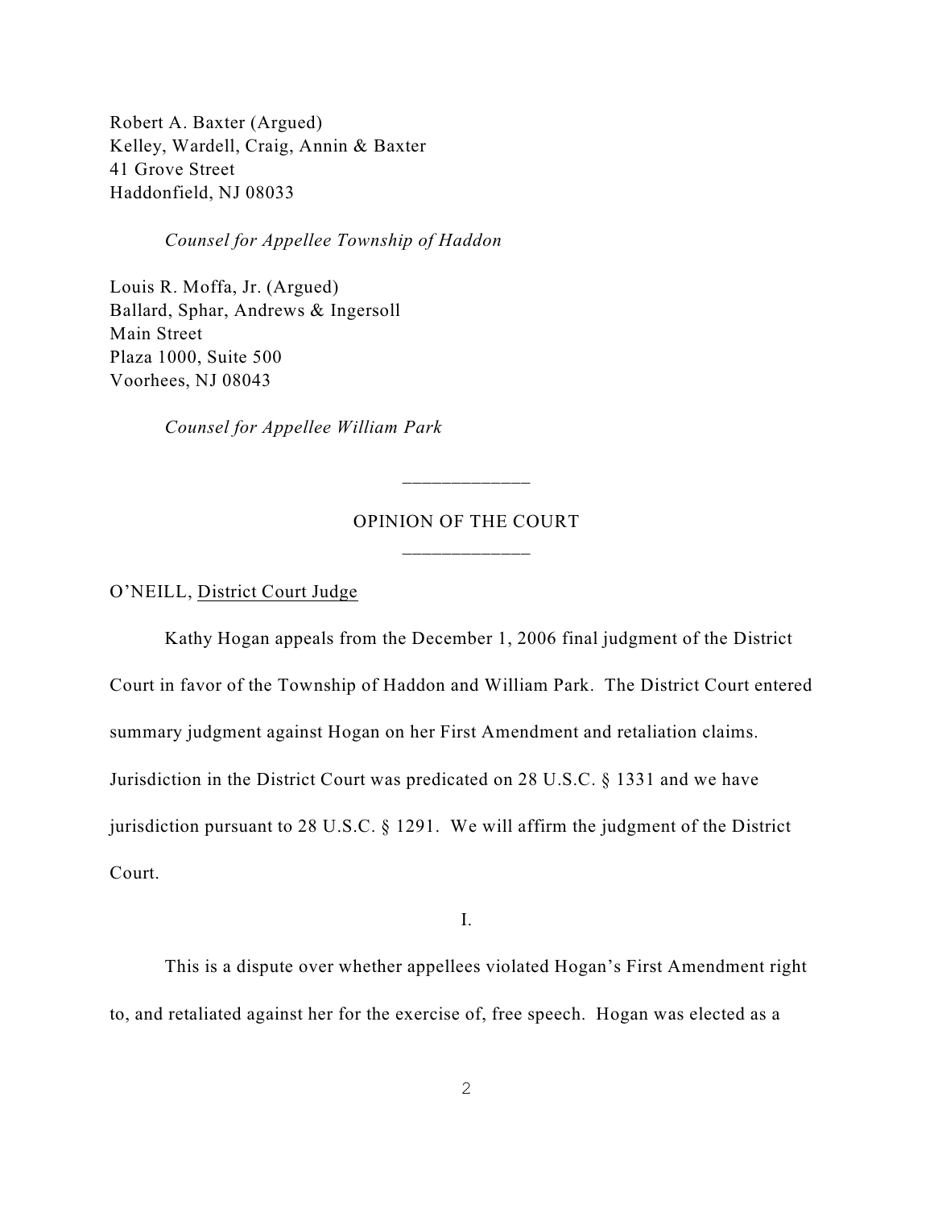Robert A. Baxter (Argued)
Kelley, Wardell, Craig, Annin & Baxter
41 Grove Street
Haddonfield, NJ 08033

*Counsel for Appellee Township of Haddon*

Louis R. Moffa, Jr. (Argued)
Ballard, Sphar, Andrews & Ingersoll
Main Street
Plaza 1000, Suite 500
Voorhees, NJ 08043

*Counsel for Appellee William Park*

---

OPINION OF THE COURT

---

O'NEILL, District Court Judge

Kathy Hogan appeals from the December 1, 2006 final judgment of the District Court in favor of the Township of Haddon and William Park. The District Court entered summary judgment against Hogan on her First Amendment and retaliation claims. Jurisdiction in the District Court was predicated on 28 U.S.C. § 1331 and we have jurisdiction pursuant to 28 U.S.C. § 1291. We will affirm the judgment of the District Court.

I.

This is a dispute over whether appellees violated Hogan's First Amendment right to, and retaliated against her for the exercise of, free speech. Hogan was elected as a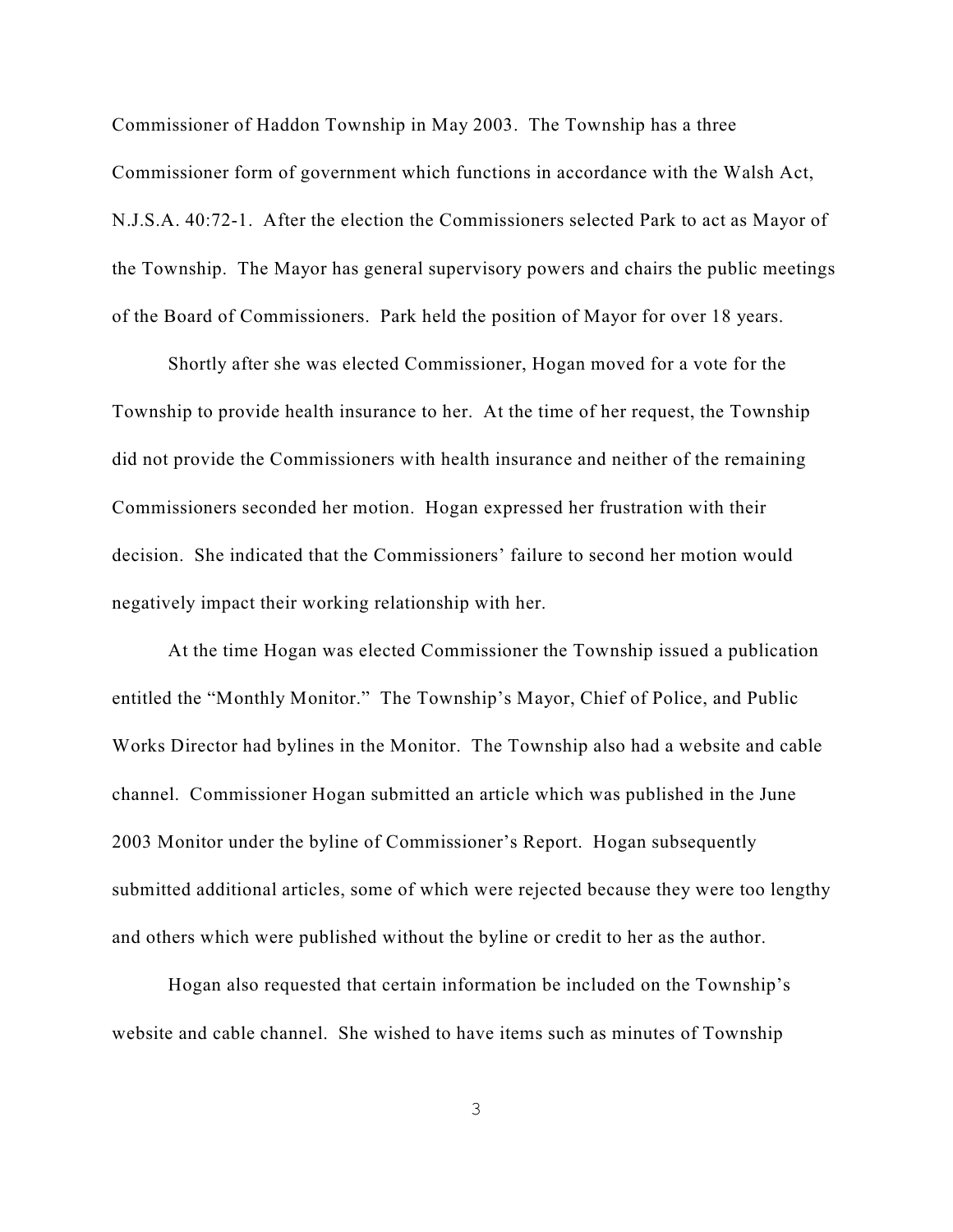Commissioner of Haddon Township in May 2003. The Township has a three Commissioner form of government which functions in accordance with the Walsh Act, N.J.S.A. 40:72-1. After the election the Commissioners selected Park to act as Mayor of the Township. The Mayor has general supervisory powers and chairs the public meetings of the Board of Commissioners. Park held the position of Mayor for over 18 years.

Shortly after she was elected Commissioner, Hogan moved for a vote for the Township to provide health insurance to her. At the time of her request, the Township did not provide the Commissioners with health insurance and neither of the remaining Commissioners seconded her motion. Hogan expressed her frustration with their decision. She indicated that the Commissioners' failure to second her motion would negatively impact their working relationship with her.

At the time Hogan was elected Commissioner the Township issued a publication entitled the "Monthly Monitor." The Township's Mayor, Chief of Police, and Public Works Director had bylines in the Monitor. The Township also had a website and cable channel. Commissioner Hogan submitted an article which was published in the June 2003 Monitor under the byline of Commissioner's Report. Hogan subsequently submitted additional articles, some of which were rejected because they were too lengthy and others which were published without the byline or credit to her as the author.

Hogan also requested that certain information be included on the Township's website and cable channel. She wished to have items such as minutes of Township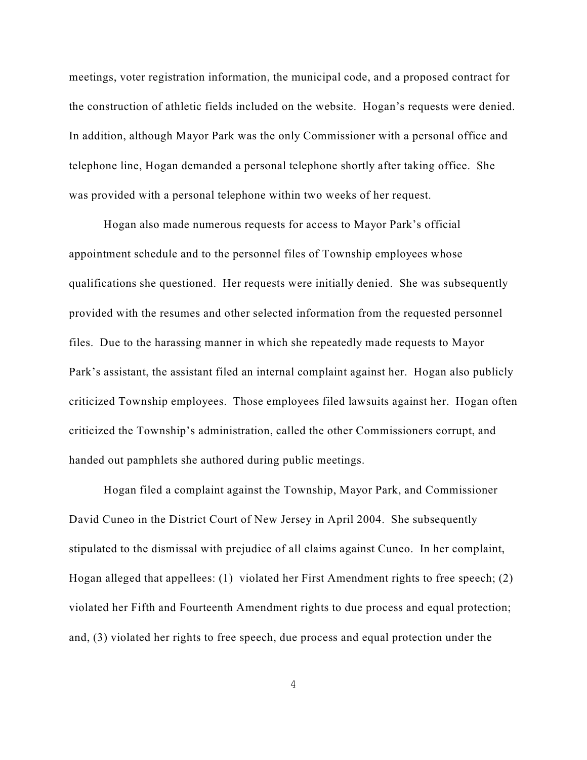meetings, voter registration information, the municipal code, and a proposed contract for the construction of athletic fields included on the website. Hogan's requests were denied. In addition, although Mayor Park was the only Commissioner with a personal office and telephone line, Hogan demanded a personal telephone shortly after taking office. She was provided with a personal telephone within two weeks of her request.

Hogan also made numerous requests for access to Mayor Park's official appointment schedule and to the personnel files of Township employees whose qualifications she questioned. Her requests were initially denied. She was subsequently provided with the resumes and other selected information from the requested personnel files. Due to the harassing manner in which she repeatedly made requests to Mayor Park's assistant, the assistant filed an internal complaint against her. Hogan also publicly criticized Township employees. Those employees filed lawsuits against her. Hogan often criticized the Township's administration, called the other Commissioners corrupt, and handed out pamphlets she authored during public meetings.

Hogan filed a complaint against the Township, Mayor Park, and Commissioner David Cuneo in the District Court of New Jersey in April 2004. She subsequently stipulated to the dismissal with prejudice of all claims against Cuneo. In her complaint, Hogan alleged that appellees: (1) violated her First Amendment rights to free speech; (2) violated her Fifth and Fourteenth Amendment rights to due process and equal protection; and, (3) violated her rights to free speech, due process and equal protection under the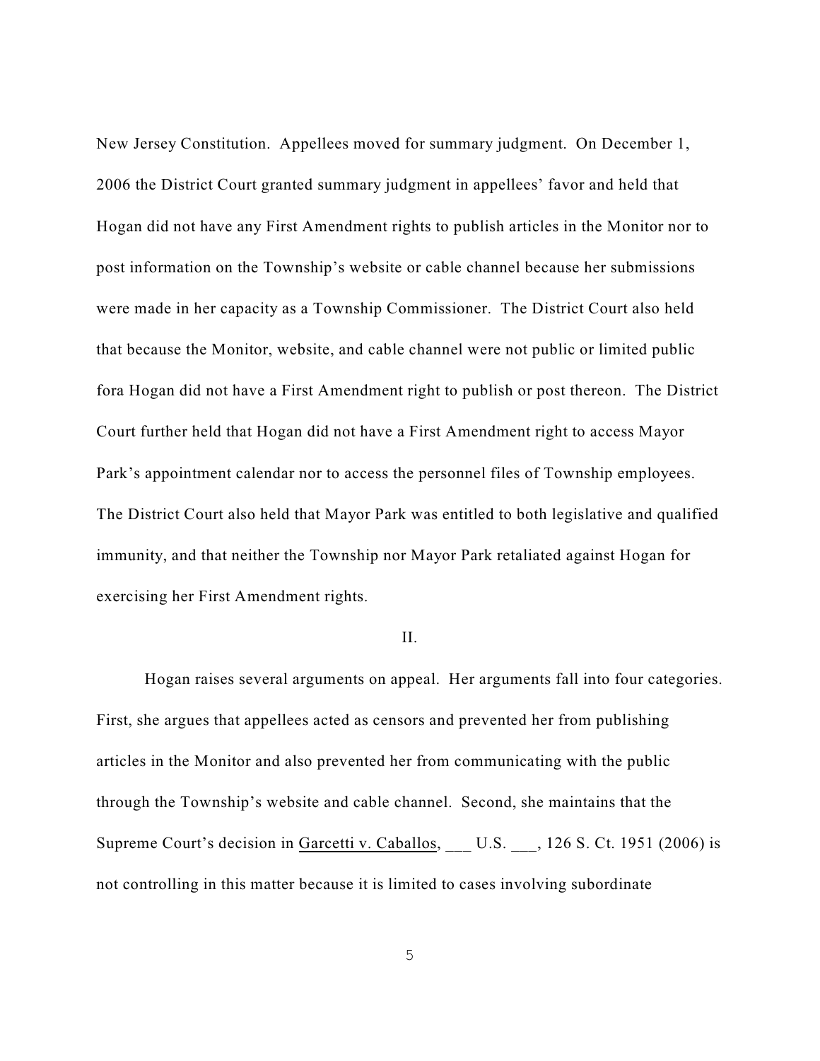New Jersey Constitution. Appellees moved for summary judgment. On December 1, 2006 the District Court granted summary judgment in appellees' favor and held that Hogan did not have any First Amendment rights to publish articles in the Monitor nor to post information on the Township's website or cable channel because her submissions were made in her capacity as a Township Commissioner. The District Court also held that because the Monitor, website, and cable channel were not public or limited public fora Hogan did not have a First Amendment right to publish or post thereon. The District Court further held that Hogan did not have a First Amendment right to access Mayor Park's appointment calendar nor to access the personnel files of Township employees. The District Court also held that Mayor Park was entitled to both legislative and qualified immunity, and that neither the Township nor Mayor Park retaliated against Hogan for exercising her First Amendment rights.

## II.

Hogan raises several arguments on appeal. Her arguments fall into four categories. First, she argues that appellees acted as censors and prevented her from publishing articles in the Monitor and also prevented her from communicating with the public through the Township's website and cable channel. Second, she maintains that the Supreme Court's decision in Garcetti v. Caballos, ___ U.S. ___, 126 S. Ct. 1951 (2006) is not controlling in this matter because it is limited to cases involving subordinate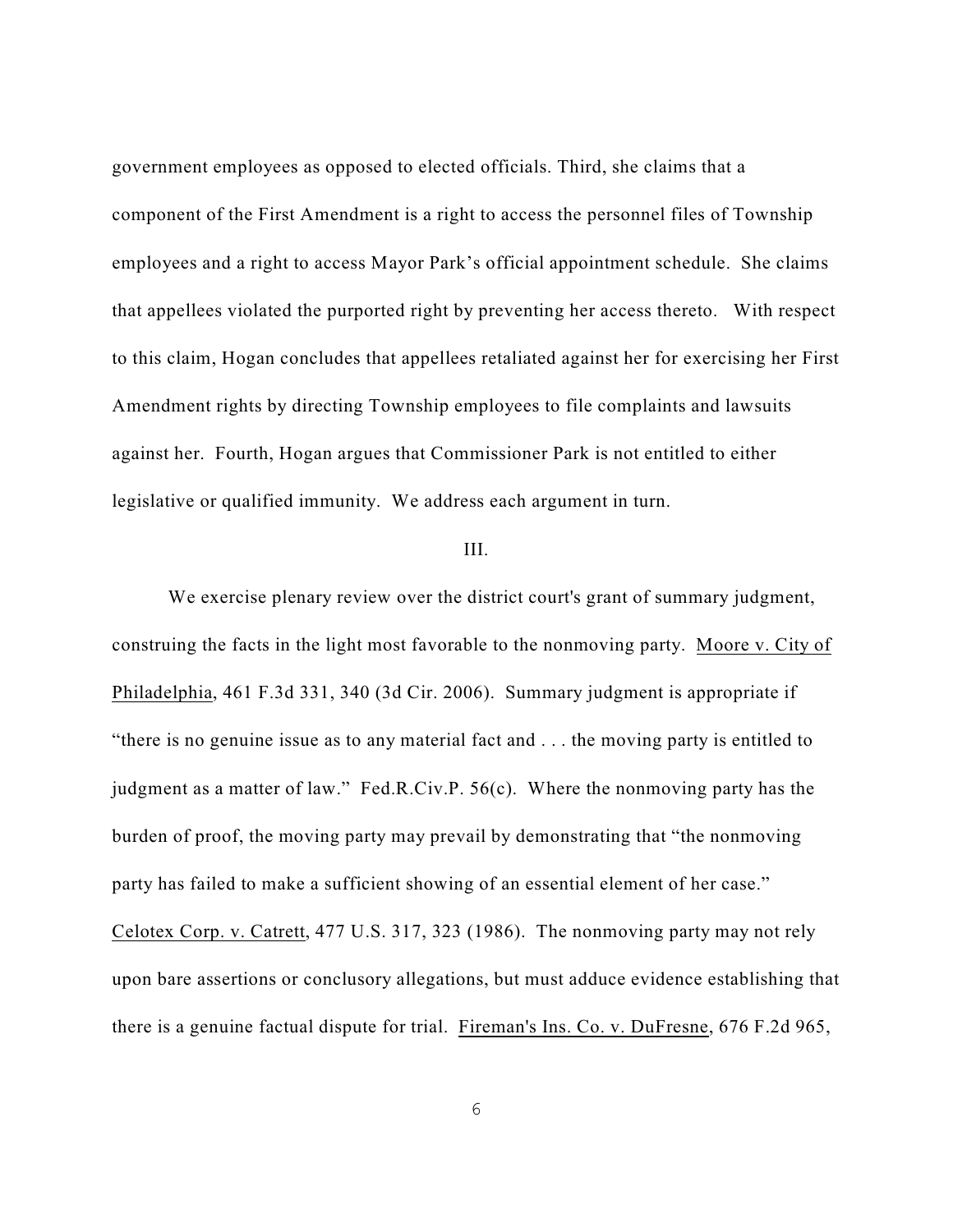government employees as opposed to elected officials. Third, she claims that a component of the First Amendment is a right to access the personnel files of Township employees and a right to access Mayor Park's official appointment schedule. She claims that appellees violated the purported right by preventing her access thereto. With respect to this claim, Hogan concludes that appellees retaliated against her for exercising her First Amendment rights by directing Township employees to file complaints and lawsuits against her. Fourth, Hogan argues that Commissioner Park is not entitled to either legislative or qualified immunity. We address each argument in turn.

### III.

We exercise plenary review over the district court's grant of summary judgment, construing the facts in the light most favorable to the nonmoving party. Moore v. City of Philadelphia, 461 F.3d 331, 340 (3d Cir. 2006). Summary judgment is appropriate if "there is no genuine issue as to any material fact and . . . the moving party is entitled to judgment as a matter of law." Fed.R.Civ.P. 56(c). Where the nonmoving party has the burden of proof, the moving party may prevail by demonstrating that "the nonmoving party has failed to make a sufficient showing of an essential element of her case." Celotex Corp. v. Catrett, 477 U.S. 317, 323 (1986). The nonmoving party may not rely upon bare assertions or conclusory allegations, but must adduce evidence establishing that there is a genuine factual dispute for trial. Fireman's Ins. Co. v. DuFresne, 676 F.2d 965,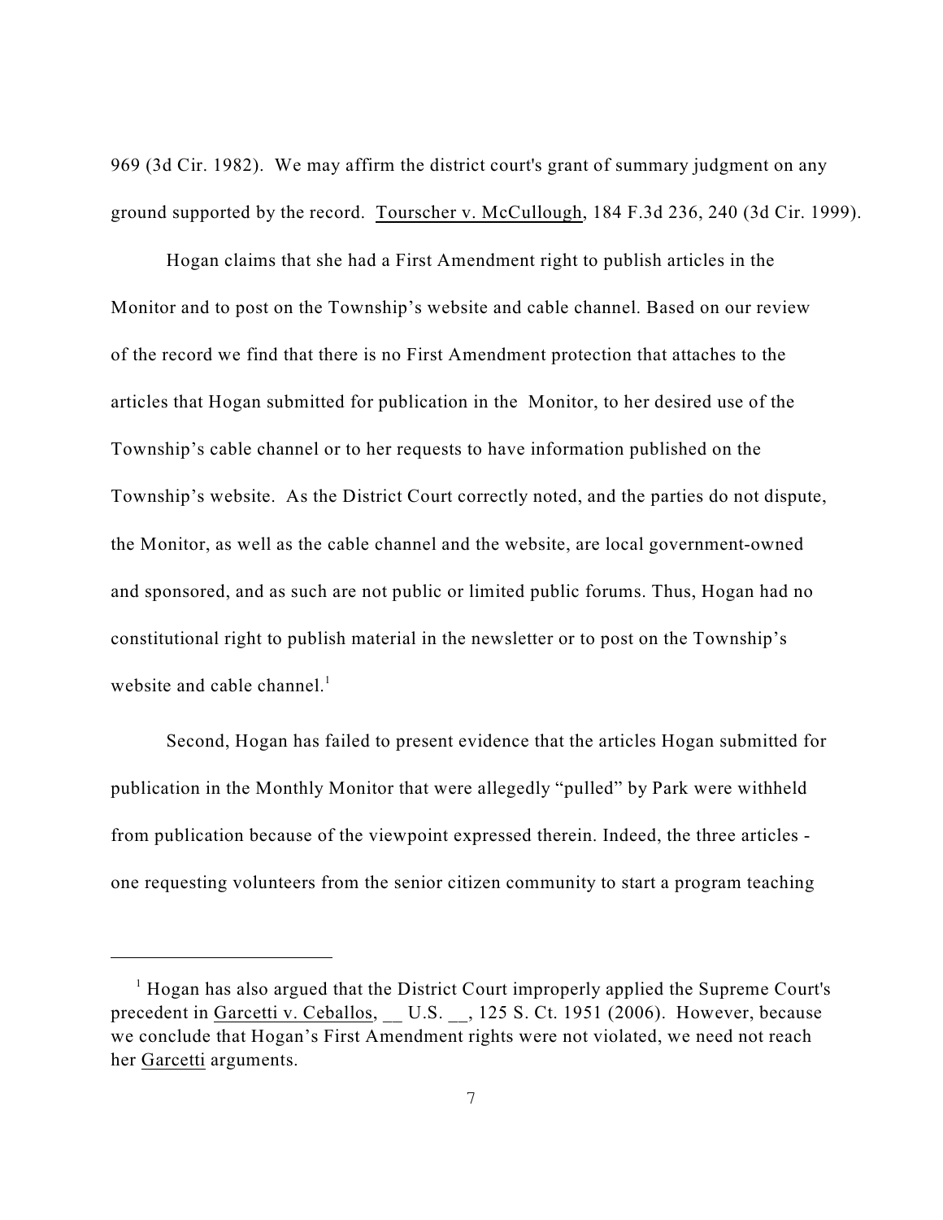969 (3d Cir. 1982). We may affirm the district court's grant of summary judgment on any ground supported by the record. Tourscher v. McCullough, 184 F.3d 236, 240 (3d Cir. 1999).

Hogan claims that she had a First Amendment right to publish articles in the Monitor and to post on the Township's website and cable channel. Based on our review of the record we find that there is no First Amendment protection that attaches to the articles that Hogan submitted for publication in the Monitor, to her desired use of the Township's cable channel or to her requests to have information published on the Township's website. As the District Court correctly noted, and the parties do not dispute, the Monitor, as well as the cable channel and the website, are local government-owned and sponsored, and as such are not public or limited public forums. Thus, Hogan had no constitutional right to publish material in the newsletter or to post on the Township's website and cable channel.[1]

Second, Hogan has failed to present evidence that the articles Hogan submitted for publication in the Monthly Monitor that were allegedly "pulled" by Park were withheld from publication because of the viewpoint expressed therein. Indeed, the three articles - one requesting volunteers from the senior citizen community to start a program teaching

---

[1] Hogan has also argued that the District Court improperly applied the Supreme Court's precedent in Garcetti v. Ceballos, __ U.S. __, 125 S. Ct. 1951 (2006). However, because we conclude that Hogan's First Amendment rights were not violated, we need not reach her Garcetti arguments.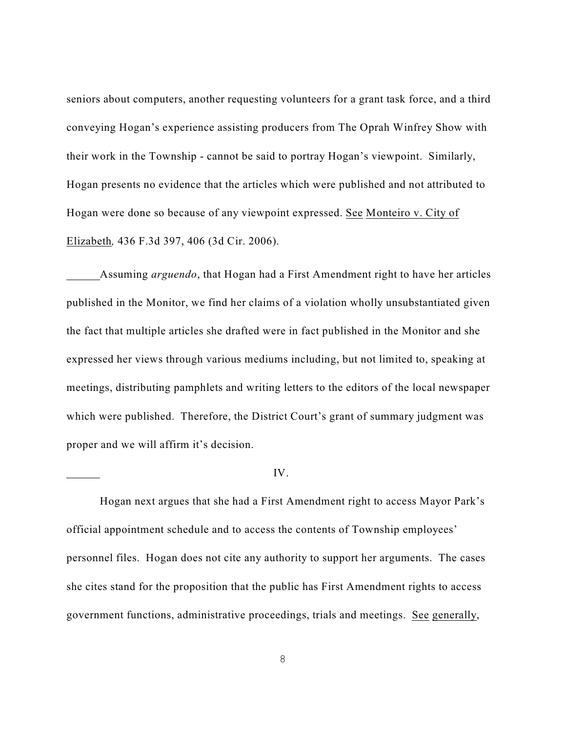seniors about computers, another requesting volunteers for a grant task force, and a third conveying Hogan's experience assisting producers from The Oprah Winfrey Show with their work in the Township - cannot be said to portray Hogan's viewpoint. Similarly, Hogan presents no evidence that the articles which were published and not attributed to Hogan were done so because of any viewpoint expressed. See Monteiro v. City of Elizabeth*,* 436 F.3d 397, 406 (3d Cir. 2006).

Assuming *arguendo*, that Hogan had a First Amendment right to have her articles published in the Monitor, we find her claims of a violation wholly unsubstantiated given the fact that multiple articles she drafted were in fact published in the Monitor and she expressed her views through various mediums including, but not limited to, speaking at meetings, distributing pamphlets and writing letters to the editors of the local newspaper which were published. Therefore, the District Court's grant of summary judgment was proper and we will affirm it's decision.

## IV.

Hogan next argues that she had a First Amendment right to access Mayor Park's official appointment schedule and to access the contents of Township employees' personnel files. Hogan does not cite any authority to support her arguments. The cases she cites stand for the proposition that the public has First Amendment rights to access government functions, administrative proceedings, trials and meetings. See generally,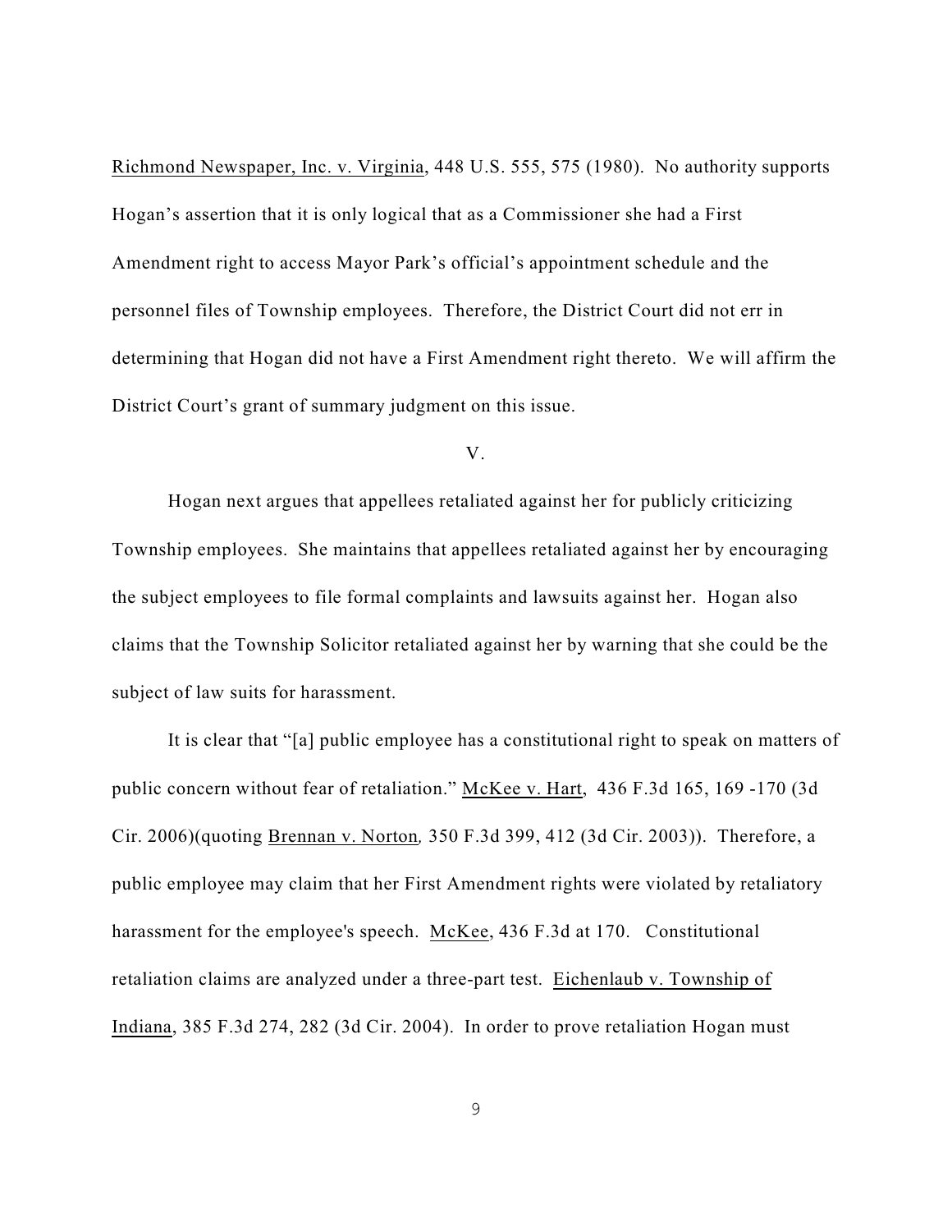Richmond Newspaper, Inc. v. Virginia, 448 U.S. 555, 575 (1980). No authority supports Hogan's assertion that it is only logical that as a Commissioner she had a First Amendment right to access Mayor Park's official's appointment schedule and the personnel files of Township employees. Therefore, the District Court did not err in determining that Hogan did not have a First Amendment right thereto. We will affirm the District Court's grant of summary judgment on this issue.

V.

Hogan next argues that appellees retaliated against her for publicly criticizing Township employees. She maintains that appellees retaliated against her by encouraging the subject employees to file formal complaints and lawsuits against her. Hogan also claims that the Township Solicitor retaliated against her by warning that she could be the subject of law suits for harassment.

It is clear that "[a] public employee has a constitutional right to speak on matters of public concern without fear of retaliation." McKee v. Hart, 436 F.3d 165, 169 -170 (3d Cir. 2006)(quoting Brennan v. Norton, 350 F.3d 399, 412 (3d Cir. 2003)). Therefore, a public employee may claim that her First Amendment rights were violated by retaliatory harassment for the employee's speech. McKee, 436 F.3d at 170. Constitutional retaliation claims are analyzed under a three-part test. Eichenlaub v. Township of Indiana, 385 F.3d 274, 282 (3d Cir. 2004). In order to prove retaliation Hogan must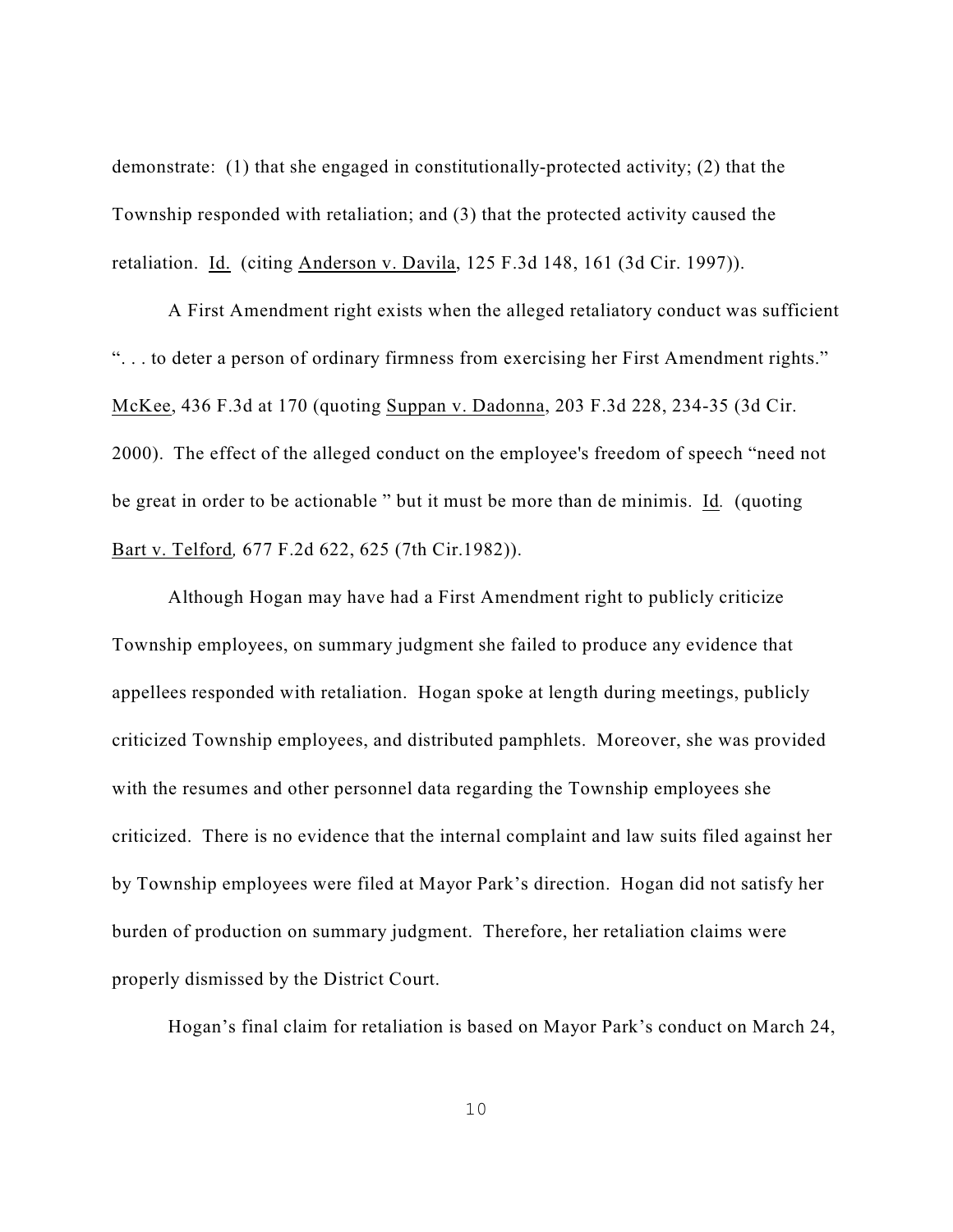demonstrate: (1) that she engaged in constitutionally-protected activity; (2) that the Township responded with retaliation; and (3) that the protected activity caused the retaliation. Id. (citing Anderson v. Davila, 125 F.3d 148, 161 (3d Cir. 1997)).

A First Amendment right exists when the alleged retaliatory conduct was sufficient ". . . to deter a person of ordinary firmness from exercising her First Amendment rights." McKee, 436 F.3d at 170 (quoting Suppan v. Dadonna, 203 F.3d 228, 234-35 (3d Cir. 2000). The effect of the alleged conduct on the employee's freedom of speech "need not be great in order to be actionable " but it must be more than de minimis. Id. (quoting Bart v. Telford, 677 F.2d 622, 625 (7th Cir.1982)).

Although Hogan may have had a First Amendment right to publicly criticize Township employees, on summary judgment she failed to produce any evidence that appellees responded with retaliation. Hogan spoke at length during meetings, publicly criticized Township employees, and distributed pamphlets. Moreover, she was provided with the resumes and other personnel data regarding the Township employees she criticized. There is no evidence that the internal complaint and law suits filed against her by Township employees were filed at Mayor Park's direction. Hogan did not satisfy her burden of production on summary judgment. Therefore, her retaliation claims were properly dismissed by the District Court.

Hogan's final claim for retaliation is based on Mayor Park's conduct on March 24,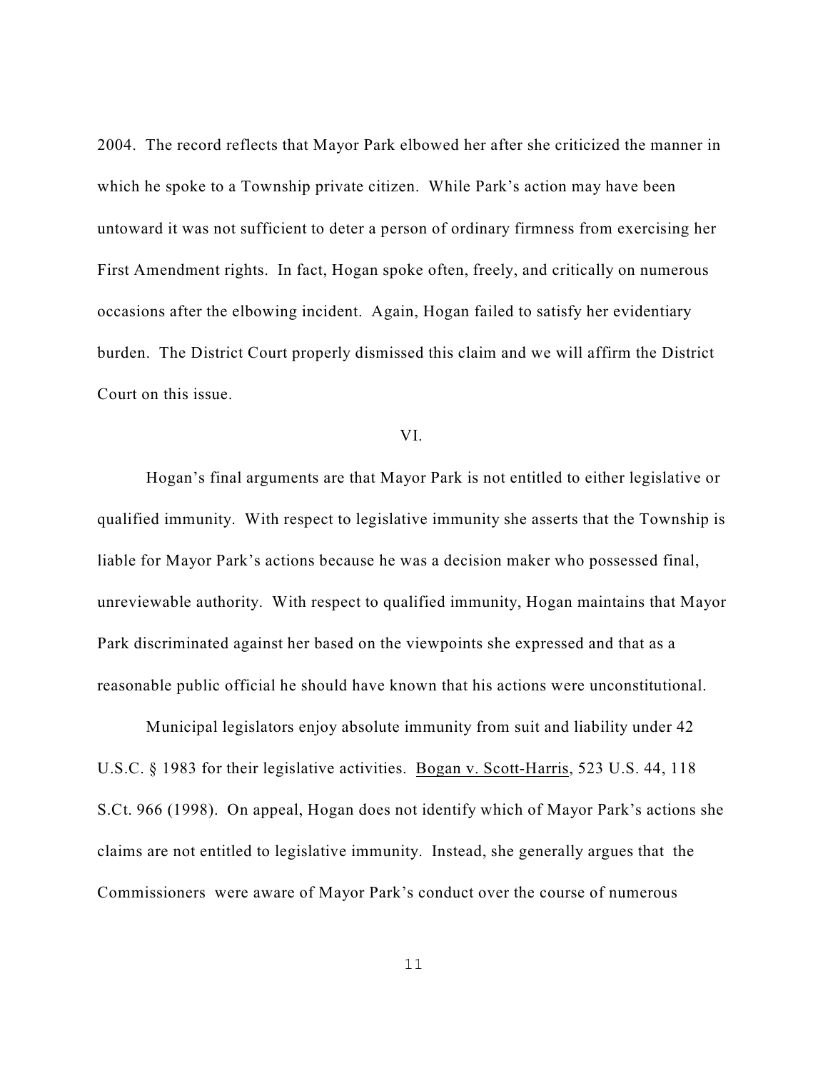2004. The record reflects that Mayor Park elbowed her after she criticized the manner in which he spoke to a Township private citizen. While Park's action may have been untoward it was not sufficient to deter a person of ordinary firmness from exercising her First Amendment rights. In fact, Hogan spoke often, freely, and critically on numerous occasions after the elbowing incident. Again, Hogan failed to satisfy her evidentiary burden. The District Court properly dismissed this claim and we will affirm the District Court on this issue.

VI.

Hogan's final arguments are that Mayor Park is not entitled to either legislative or qualified immunity. With respect to legislative immunity she asserts that the Township is liable for Mayor Park's actions because he was a decision maker who possessed final, unreviewable authority. With respect to qualified immunity, Hogan maintains that Mayor Park discriminated against her based on the viewpoints she expressed and that as a reasonable public official he should have known that his actions were unconstitutional.

Municipal legislators enjoy absolute immunity from suit and liability under 42 U.S.C. § 1983 for their legislative activities. Bogan v. Scott-Harris, 523 U.S. 44, 118 S.Ct. 966 (1998). On appeal, Hogan does not identify which of Mayor Park's actions she claims are not entitled to legislative immunity. Instead, she generally argues that the Commissioners were aware of Mayor Park's conduct over the course of numerous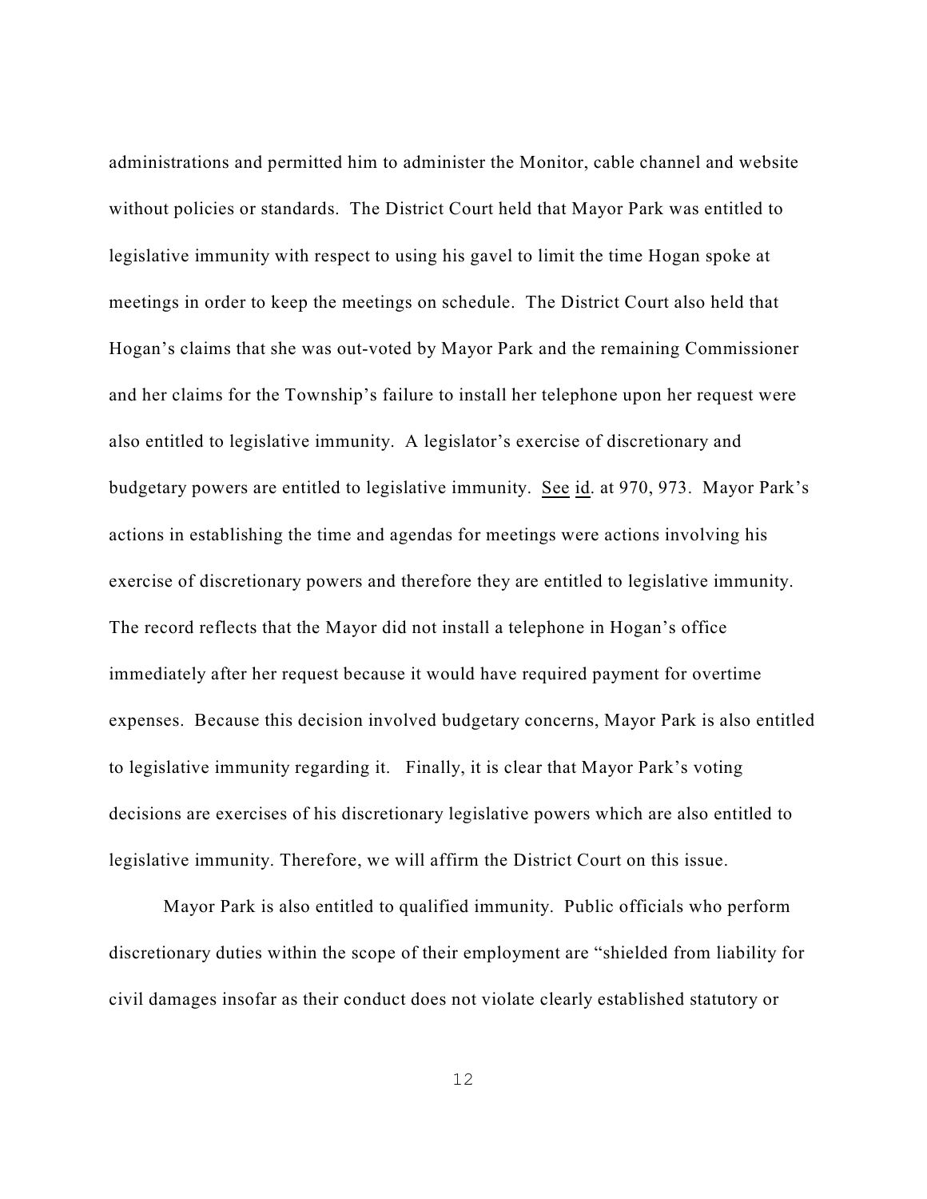administrations and permitted him to administer the Monitor, cable channel and website without policies or standards. The District Court held that Mayor Park was entitled to legislative immunity with respect to using his gavel to limit the time Hogan spoke at meetings in order to keep the meetings on schedule. The District Court also held that Hogan's claims that she was out-voted by Mayor Park and the remaining Commissioner and her claims for the Township's failure to install her telephone upon her request were also entitled to legislative immunity. A legislator's exercise of discretionary and budgetary powers are entitled to legislative immunity. See id. at 970, 973. Mayor Park's actions in establishing the time and agendas for meetings were actions involving his exercise of discretionary powers and therefore they are entitled to legislative immunity. The record reflects that the Mayor did not install a telephone in Hogan's office immediately after her request because it would have required payment for overtime expenses. Because this decision involved budgetary concerns, Mayor Park is also entitled to legislative immunity regarding it. Finally, it is clear that Mayor Park's voting decisions are exercises of his discretionary legislative powers which are also entitled to legislative immunity. Therefore, we will affirm the District Court on this issue.

Mayor Park is also entitled to qualified immunity. Public officials who perform discretionary duties within the scope of their employment are "shielded from liability for civil damages insofar as their conduct does not violate clearly established statutory or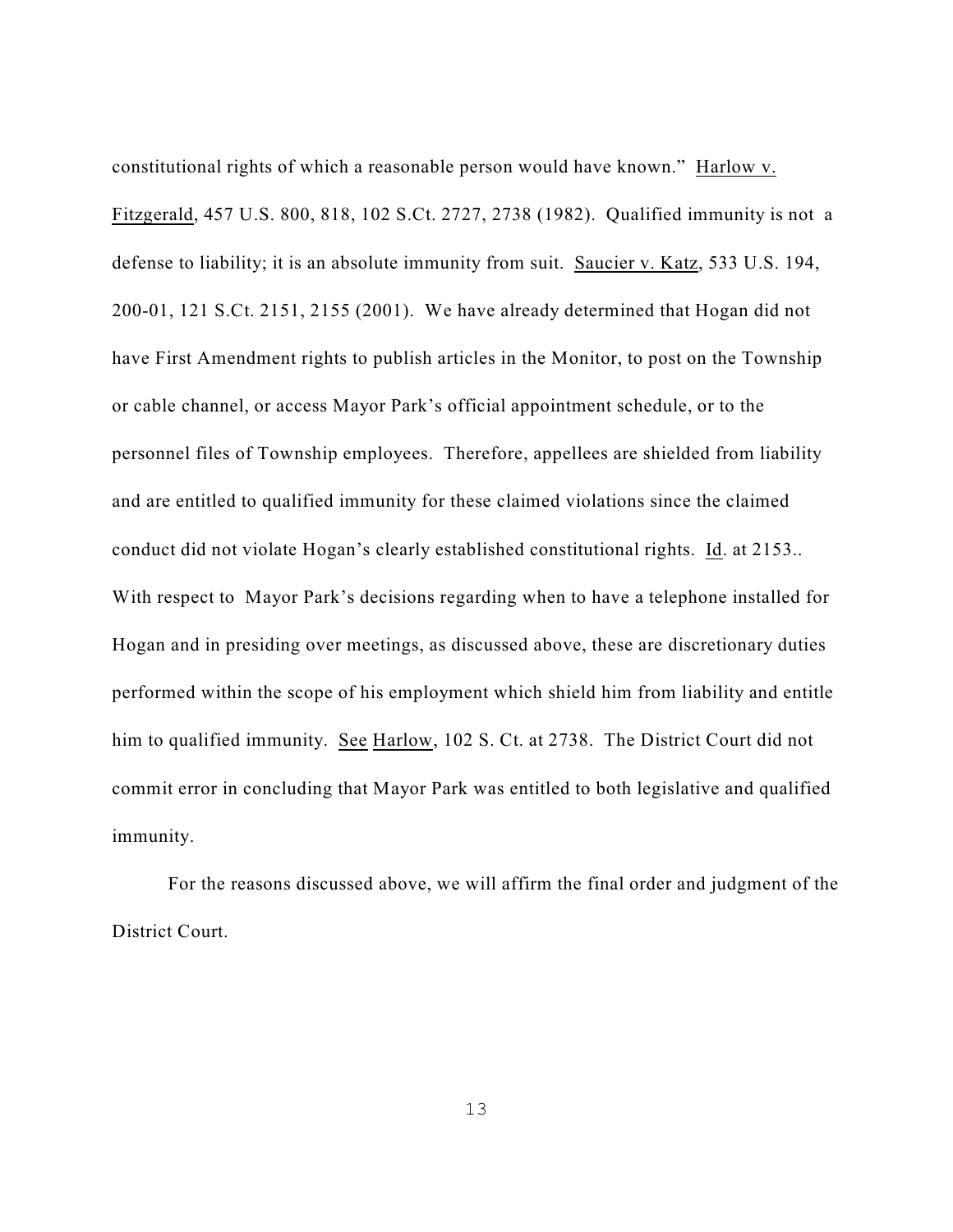constitutional rights of which a reasonable person would have known." Harlow v. Fitzgerald, 457 U.S. 800, 818, 102 S.Ct. 2727, 2738 (1982). Qualified immunity is not a defense to liability; it is an absolute immunity from suit. Saucier v. Katz, 533 U.S. 194, 200-01, 121 S.Ct. 2151, 2155 (2001). We have already determined that Hogan did not have First Amendment rights to publish articles in the Monitor, to post on the Township or cable channel, or access Mayor Park's official appointment schedule, or to the personnel files of Township employees. Therefore, appellees are shielded from liability and are entitled to qualified immunity for these claimed violations since the claimed conduct did not violate Hogan's clearly established constitutional rights. Id. at 2153.. With respect to Mayor Park's decisions regarding when to have a telephone installed for Hogan and in presiding over meetings, as discussed above, these are discretionary duties performed within the scope of his employment which shield him from liability and entitle him to qualified immunity. See Harlow, 102 S. Ct. at 2738. The District Court did not commit error in concluding that Mayor Park was entitled to both legislative and qualified immunity.

For the reasons discussed above, we will affirm the final order and judgment of the District Court.